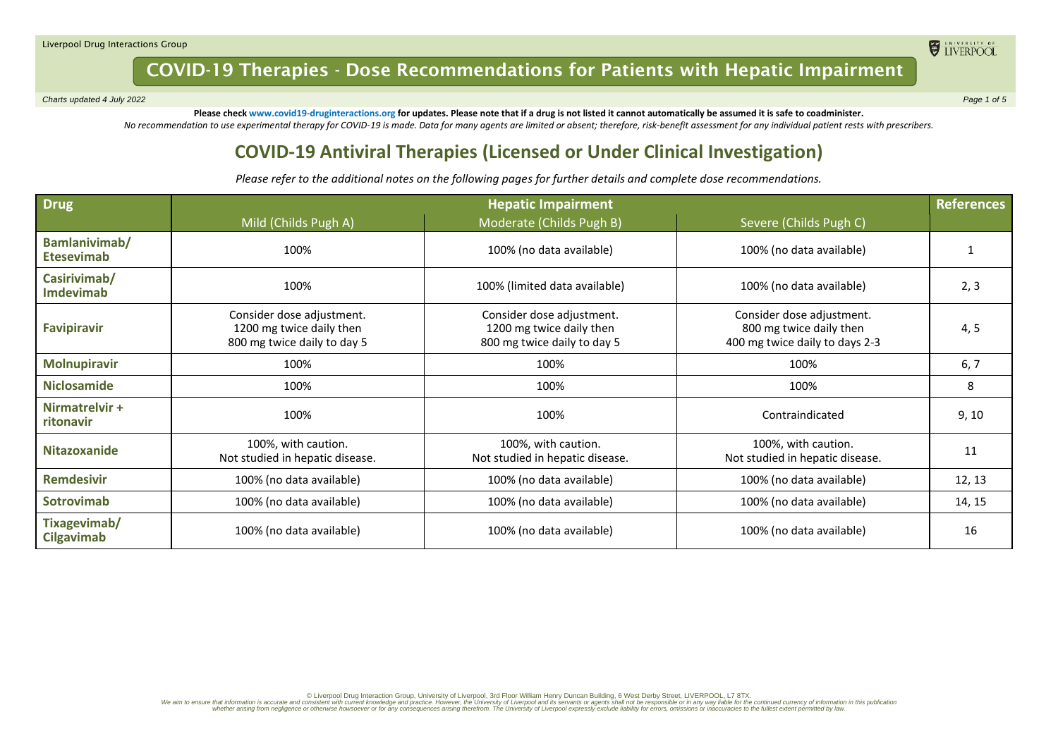# COVID-19 Therapies - Dose Recommendations for Patients with Hepatic Impairment

*Charts updated 4 July 2022*

**Please check www.covid19-druginteractions.org for updates. Please note that if a drug is not listed it cannot automatically be assumed it is safe to coadminister.**

*No recommendation to use experimental therapy for COVID-19 is made. Data for many agents are limited or absent; therefore, risk-benefit assessment for any individual patient rests with prescribers.*

## COVID-19 Antiviral Therapies (Licensed or Under Clinical Investigation)

*Please refer to the additional notes on the following pages for further details and complete dose recommendations.*

| Drug | Hepatic Impairment | | | References |
|---|---|---|---|---|
| | Mild (Childs Pugh A) | Moderate (Childs Pugh B) | Severe (Childs Pugh C) | |
| **Bamlanivimab/ Etesevimab** | 100% | 100% (no data available) | 100% (no data available) | 1 |
| **Casirivimab/ Imdevimab** | 100% | 100% (limited data available) | 100% (no data available) | 2, 3 |
| **Favipiravir** | Consider dose adjustment. 1200 mg twice daily then 800 mg twice daily to day 5 | Consider dose adjustment. 1200 mg twice daily then 800 mg twice daily to day 5 | Consider dose adjustment. 800 mg twice daily then 400 mg twice daily to days 2-3 | 4, 5 |
| **Molnupiravir** | 100% | 100% | 100% | 6, 7 |
| **Niclosamide** | 100% | 100% | 100% | 8 |
| **Nirmatrelvir + ritonavir** | 100% | 100% | Contraindicated | 9, 10 |
| **Nitazoxanide** | 100%, with caution. Not studied in hepatic disease. | 100%, with caution. Not studied in hepatic disease. | 100%, with caution. Not studied in hepatic disease. | 11 |
| **Remdesivir** | 100% (no data available) | 100% (no data available) | 100% (no data available) | 12, 13 |
| **Sotrovimab** | 100% (no data available) | 100% (no data available) | 100% (no data available) | 14, 15 |
| **Tixagevimab/ Cilgavimab** | 100% (no data available) | 100% (no data available) | 100% (no data available) | 16 |

© Liverpool Drug Interaction Group, University of Liverpool, 3rd Floor William Henry Duncan Building, 6 West Derby Street, LIVERPOOL, L7 8TX.

*We aim to ensure that information is accurate and consistent with current knowledge and practice. However, the University of Liverpool and its servants or agents shall not be responsible or in any way liable for the continued currency of information in this publication whether arising from negligence or otherwise howsoever or for any consequences arising therefrom. The University of Liverpool expressly exclude liability for errors, omissions or inaccuracies to the fullest extent permitted by law.*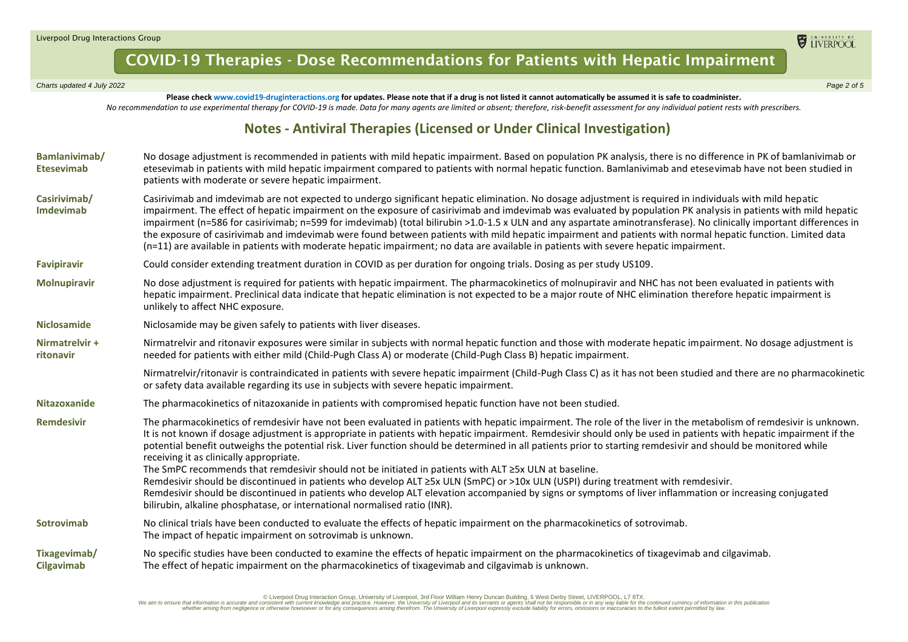# COVID-19 Therapies - Dose Recommendations for Patients with Hepatic Impairment

*Charts updated 4 July 2022*

**Please check www.covid19-druginteractions.org for updates. Please note that if a drug is not listed it cannot automatically be assumed it is safe to coadminister.**

*No recommendation to use experimental therapy for COVID-19 is made. Data for many agents are limited or absent; therefore, risk-benefit assessment for any individual patient rests with prescribers.*

## Notes - Antiviral Therapies (Licensed or Under Clinical Investigation)

**Bamlanivimab/ Etesevimab**
No dosage adjustment is recommended in patients with mild hepatic impairment. Based on population PK analysis, there is no difference in PK of bamlanivimab or etesevimab in patients with mild hepatic impairment compared to patients with normal hepatic function. Bamlanivimab and etesevimab have not been studied in patients with moderate or severe hepatic impairment.

**Casirivimab/ Imdevimab**
Casirivimab and imdevimab are not expected to undergo significant hepatic elimination. No dosage adjustment is required in individuals with mild hepatic impairment. The effect of hepatic impairment on the exposure of casirivimab and imdevimab was evaluated by population PK analysis in patients with mild hepatic impairment (n=586 for casirivimab; n=599 for imdevimab) (total bilirubin >1.0-1.5 x ULN and any aspartate aminotransferase). No clinically important differences in the exposure of casirivimab and imdevimab were found between patients with mild hepatic impairment and patients with normal hepatic function. Limited data (n=11) are available in patients with moderate hepatic impairment; no data are available in patients with severe hepatic impairment.

**Favipiravir**
Could consider extending treatment duration in COVID as per duration for ongoing trials. Dosing as per study US109.

**Molnupiravir**
No dose adjustment is required for patients with hepatic impairment. The pharmacokinetics of molnupiravir and NHC has not been evaluated in patients with hepatic impairment. Preclinical data indicate that hepatic elimination is not expected to be a major route of NHC elimination therefore hepatic impairment is unlikely to affect NHC exposure.

**Niclosamide**
Niclosamide may be given safely to patients with liver diseases.

**Nirmatrelvir + ritonavir**
Nirmatrelvir and ritonavir exposures were similar in subjects with normal hepatic function and those with moderate hepatic impairment. No dosage adjustment is needed for patients with either mild (Child-Pugh Class A) or moderate (Child-Pugh Class B) hepatic impairment.

Nirmatrelvir/ritonavir is contraindicated in patients with severe hepatic impairment (Child-Pugh Class C) as it has not been studied and there are no pharmacokinetic or safety data available regarding its use in subjects with severe hepatic impairment.

**Nitazoxanide**
The pharmacokinetics of nitazoxanide in patients with compromised hepatic function have not been studied.

**Remdesivir**
The pharmacokinetics of remdesivir have not been evaluated in patients with hepatic impairment. The role of the liver in the metabolism of remdesivir is unknown. It is not known if dosage adjustment is appropriate in patients with hepatic impairment. Remdesivir should only be used in patients with hepatic impairment if the potential benefit outweighs the potential risk. Liver function should be determined in all patients prior to starting remdesivir and should be monitored while receiving it as clinically appropriate.
The SmPC recommends that remdesivir should not be initiated in patients with ALT ≥5x ULN at baseline.
Remdesivir should be discontinued in patients who develop ALT ≥5x ULN (SmPC) or >10x ULN (USPI) during treatment with remdesivir.
Remdesivir should be discontinued in patients who develop ALT elevation accompanied by signs or symptoms of liver inflammation or increasing conjugated bilirubin, alkaline phosphatase, or international normalised ratio (INR).

**Sotrovimab**
No clinical trials have been conducted to evaluate the effects of hepatic impairment on the pharmacokinetics of sotrovimab.
The impact of hepatic impairment on sotrovimab is unknown.

**Tixagevimab/ Cilgavimab**
No specific studies have been conducted to examine the effects of hepatic impairment on the pharmacokinetics of tixagevimab and cilgavimab.
The effect of hepatic impairment on the pharmacokinetics of tixagevimab and cilgavimab is unknown.

© Liverpool Drug Interaction Group, University of Liverpool, 3rd Floor William Henry Duncan Building, 6 West Derby Street, LIVERPOOL, L7 8TX.
We aim to ensure that information is accurate and consistent with current knowledge and practice. However, the University of Liverpool and its servants or agents shall not be responsible or in any way liable for the continued currency of information in this publication whether arising from negligence or otherwise howsoever or for any consequences arising therefrom. The University of Liverpool expressly exclude liability for errors, omissions or inaccuracies to the fullest extent permitted by law.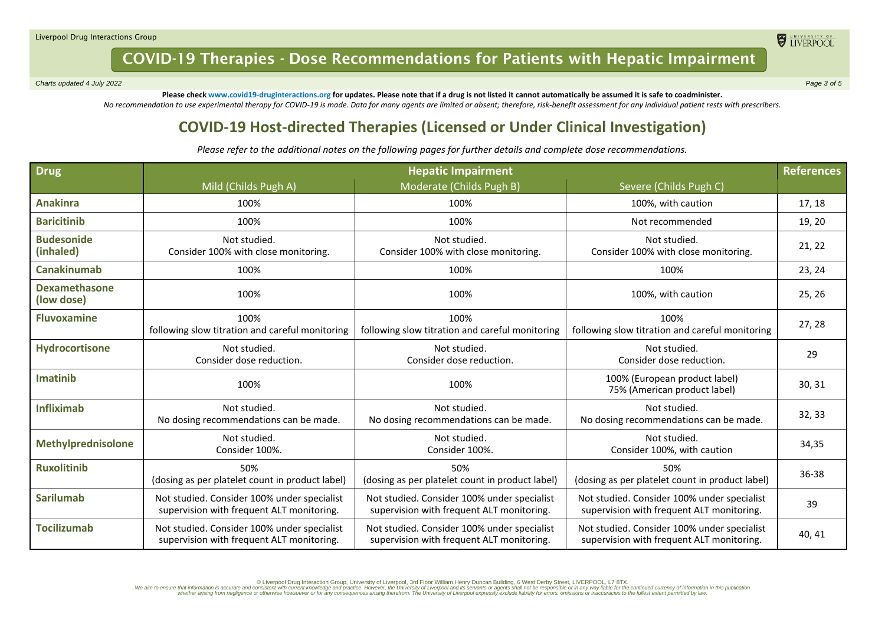# COVID-19 Therapies - Dose Recommendations for Patients with Hepatic Impairment

**Please check www.covid19-druginteractions.org for updates. Please note that if a drug is not listed it cannot automatically be assumed it is safe to coadminister.**

*No recommendation to use experimental therapy for COVID-19 is made. Data for many agents are limited or absent; therefore, risk-benefit assessment for any individual patient rests with prescribers.*

## COVID-19 Host-directed Therapies (Licensed or Under Clinical Investigation)

*Please refer to the additional notes on the following pages for further details and complete dose recommendations.*

| Drug | Hepatic Impairment | | | References |
|---|---|---|---|---|
| | Mild (Childs Pugh A) | Moderate (Childs Pugh B) | Severe (Childs Pugh C) | |
| **Anakinra** | 100% | 100% | 100%, with caution | 17, 18 |
| **Baricitinib** | 100% | 100% | Not recommended | 19, 20 |
| **Budesonide (inhaled)** | Not studied. Consider 100% with close monitoring. | Not studied. Consider 100% with close monitoring. | Not studied. Consider 100% with close monitoring. | 21, 22 |
| **Canakinumab** | 100% | 100% | 100% | 23, 24 |
| **Dexamethasone (low dose)** | 100% | 100% | 100%, with caution | 25, 26 |
| **Fluvoxamine** | 100% following slow titration and careful monitoring | 100% following slow titration and careful monitoring | 100% following slow titration and careful monitoring | 27, 28 |
| **Hydrocortisone** | Not studied. Consider dose reduction. | Not studied. Consider dose reduction. | Not studied. Consider dose reduction. | 29 |
| **Imatinib** | 100% | 100% | 100% (European product label) 75% (American product label) | 30, 31 |
| **Infliximab** | Not studied. No dosing recommendations can be made. | Not studied. No dosing recommendations can be made. | Not studied. No dosing recommendations can be made. | 32, 33 |
| **Methylprednisolone** | Not studied. Consider 100%. | Not studied. Consider 100%. | Not studied. Consider 100%, with caution | 34,35 |
| **Ruxolitinib** | 50% (dosing as per platelet count in product label) | 50% (dosing as per platelet count in product label) | 50% (dosing as per platelet count in product label) | 36-38 |
| **Sarilumab** | Not studied. Consider 100% under specialist supervision with frequent ALT monitoring. | Not studied. Consider 100% under specialist supervision with frequent ALT monitoring. | Not studied. Consider 100% under specialist supervision with frequent ALT monitoring. | 39 |
| **Tocilizumab** | Not studied. Consider 100% under specialist supervision with frequent ALT monitoring. | Not studied. Consider 100% under specialist supervision with frequent ALT monitoring. | Not studied. Consider 100% under specialist supervision with frequent ALT monitoring. | 40, 41 |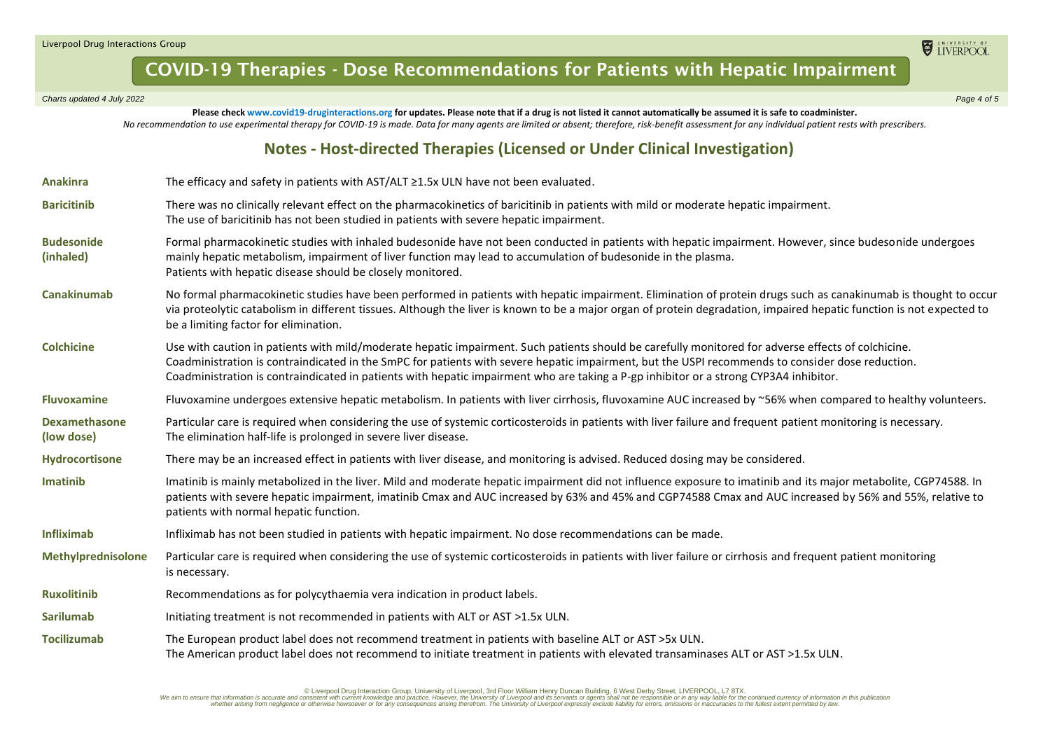# COVID-19 Therapies - Dose Recommendations for Patients with Hepatic Impairment

*Charts updated 4 July 2022*

**Please check www.covid19-druginteractions.org for updates. Please note that if a drug is not listed it cannot automatically be assumed it is safe to coadminister.**

*No recommendation to use experimental therapy for COVID-19 is made. Data for many agents are limited or absent; therefore, risk-benefit assessment for any individual patient rests with prescribers.*

## Notes - Host-directed Therapies (Licensed or Under Clinical Investigation)

**Anakinra**
The efficacy and safety in patients with AST/ALT ≥1.5x ULN have not been evaluated.

**Baricitinib**
There was no clinically relevant effect on the pharmacokinetics of baricitinib in patients with mild or moderate hepatic impairment.
The use of baricitinib has not been studied in patients with severe hepatic impairment.

**Budesonide (inhaled)**
Formal pharmacokinetic studies with inhaled budesonide have not been conducted in patients with hepatic impairment. However, since budesonide undergoes mainly hepatic metabolism, impairment of liver function may lead to accumulation of budesonide in the plasma.
Patients with hepatic disease should be closely monitored.

**Canakinumab**
No formal pharmacokinetic studies have been performed in patients with hepatic impairment. Elimination of protein drugs such as canakinumab is thought to occur via proteolytic catabolism in different tissues. Although the liver is known to be a major organ of protein degradation, impaired hepatic function is not expected to be a limiting factor for elimination.

**Colchicine**
Use with caution in patients with mild/moderate hepatic impairment. Such patients should be carefully monitored for adverse effects of colchicine.
Coadministration is contraindicated in the SmPC for patients with severe hepatic impairment, but the USPI recommends to consider dose reduction.
Coadministration is contraindicated in patients with hepatic impairment who are taking a P-gp inhibitor or a strong CYP3A4 inhibitor.

**Fluvoxamine**
Fluvoxamine undergoes extensive hepatic metabolism. In patients with liver cirrhosis, fluvoxamine AUC increased by ~56% when compared to healthy volunteers.

**Dexamethasone (low dose)**
Particular care is required when considering the use of systemic corticosteroids in patients with liver failure and frequent patient monitoring is necessary.
The elimination half-life is prolonged in severe liver disease.

**Hydrocortisone**
There may be an increased effect in patients with liver disease, and monitoring is advised. Reduced dosing may be considered.

**Imatinib**
Imatinib is mainly metabolized in the liver. Mild and moderate hepatic impairment did not influence exposure to imatinib and its major metabolite, CGP74588. In patients with severe hepatic impairment, imatinib Cmax and AUC increased by 63% and 45% and CGP74588 Cmax and AUC increased by 56% and 55%, relative to patients with normal hepatic function.

**Infliximab**
Infliximab has not been studied in patients with hepatic impairment. No dose recommendations can be made.

**Methylprednisolone**
Particular care is required when considering the use of systemic corticosteroids in patients with liver failure or cirrhosis and frequent patient monitoring is necessary.

**Ruxolitinib**
Recommendations as for polycythaemia vera indication in product labels.

**Sarilumab**
Initiating treatment is not recommended in patients with ALT or AST >1.5x ULN.

**Tocilizumab**
The European product label does not recommend treatment in patients with baseline ALT or AST >5x ULN.
The American product label does not recommend to initiate treatment in patients with elevated transaminases ALT or AST >1.5x ULN.

© Liverpool Drug Interaction Group, University of Liverpool, 3rd Floor William Henry Duncan Building, 6 West Derby Street, LIVERPOOL, L7 8TX.
We aim to ensure that information is accurate and consistent with current knowledge and practice. However, the University of Liverpool and its servants or agents shall not be responsible or in any way liable for the continued currency of information in this publication whether arising from negligence or otherwise howsoever or for any consequences arising therefrom. The University of Liverpool expressly exclude liability for errors, omissions or inaccuracies to the fullest extent permitted by law.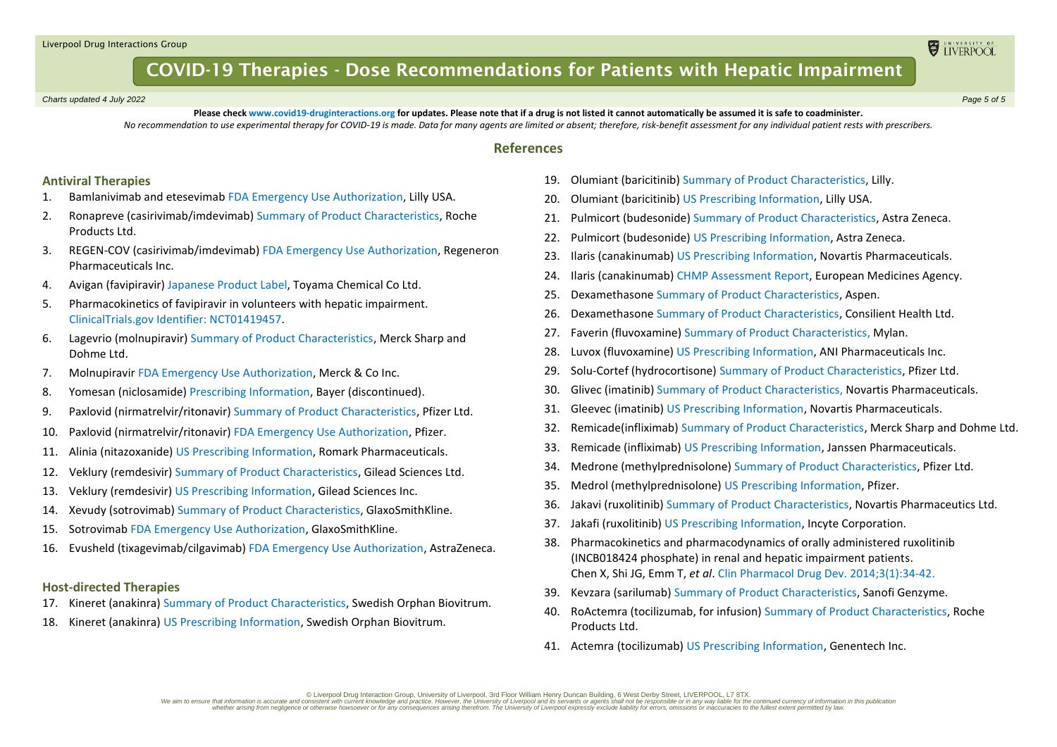# COVID-19 Therapies - Dose Recommendations for Patients with Hepatic Impairment

*Charts updated 4 July 2022*

**Please check www.covid19-druginteractions.org for updates. Please note that if a drug is not listed it cannot automatically be assumed it is safe to coadminister.**

*No recommendation to use experimental therapy for COVID-19 is made. Data for many agents are limited or absent; therefore, risk-benefit assessment for any individual patient rests with prescribers.*

## References

### Antiviral Therapies

1. Bamlanivimab and etesevimab FDA Emergency Use Authorization, Lilly USA.
2. Ronapreve (casirivimab/imdevimab) Summary of Product Characteristics, Roche Products Ltd.
3. REGEN-COV (casirivimab/imdevimab) FDA Emergency Use Authorization, Regeneron Pharmaceuticals Inc.
4. Avigan (favipiravir) Japanese Product Label, Toyama Chemical Co Ltd.
5. Pharmacokinetics of favipiravir in volunteers with hepatic impairment. ClinicalTrials.gov Identifier: NCT01419457.
6. Lagevrio (molnupiravir) Summary of Product Characteristics, Merck Sharp and Dohme Ltd.
7. Molnupiravir FDA Emergency Use Authorization, Merck & Co Inc.
8. Yomesan (niclosamide) Prescribing Information, Bayer (discontinued).
9. Paxlovid (nirmatrelvir/ritonavir) Summary of Product Characteristics, Pfizer Ltd.
10. Paxlovid (nirmatrelvir/ritonavir) FDA Emergency Use Authorization, Pfizer.
11. Alinia (nitazoxanide) US Prescribing Information, Romark Pharmaceuticals.
12. Veklury (remdesivir) Summary of Product Characteristics, Gilead Sciences Ltd.
13. Veklury (remdesivir) US Prescribing Information, Gilead Sciences Inc.
14. Xevudy (sotrovimab) Summary of Product Characteristics, GlaxoSmithKline.
15. Sotrovimab FDA Emergency Use Authorization, GlaxoSmithKline.
16. Evusheld (tixagevimab/cilgavimab) FDA Emergency Use Authorization, AstraZeneca.

### Host-directed Therapies

17. Kineret (anakinra) Summary of Product Characteristics, Swedish Orphan Biovitrum.
18. Kineret (anakinra) US Prescribing Information, Swedish Orphan Biovitrum.
19. Olumiant (baricitinib) Summary of Product Characteristics, Lilly.
20. Olumiant (baricitinib) US Prescribing Information, Lilly USA.
21. Pulmicort (budesonide) Summary of Product Characteristics, Astra Zeneca.
22. Pulmicort (budesonide) US Prescribing Information, Astra Zeneca.
23. Ilaris (canakinumab) US Prescribing Information, Novartis Pharmaceuticals.
24. Ilaris (canakinumab) CHMP Assessment Report, European Medicines Agency.
25. Dexamethasone Summary of Product Characteristics, Aspen.
26. Dexamethasone Summary of Product Characteristics, Consilient Health Ltd.
27. Faverin (fluvoxamine) Summary of Product Characteristics, Mylan.
28. Luvox (fluvoxamine) US Prescribing Information, ANI Pharmaceuticals Inc.
29. Solu-Cortef (hydrocortisone) Summary of Product Characteristics, Pfizer Ltd.
30. Glivec (imatinib) Summary of Product Characteristics, Novartis Pharmaceuticals.
31. Gleevec (imatinib) US Prescribing Information, Novartis Pharmaceuticals.
32. Remicade(infliximab) Summary of Product Characteristics, Merck Sharp and Dohme Ltd.
33. Remicade (infliximab) US Prescribing Information, Janssen Pharmaceuticals.
34. Medrone (methylprednisolone) Summary of Product Characteristics, Pfizer Ltd.
35. Medrol (methylprednisolone) US Prescribing Information, Pfizer.
36. Jakavi (ruxolitinib) Summary of Product Characteristics, Novartis Pharmaceutics Ltd.
37. Jakafi (ruxolitinib) US Prescribing Information, Incyte Corporation.
38. Pharmacokinetics and pharmacodynamics of orally administered ruxolitinib (INCB018424 phosphate) in renal and hepatic impairment patients. Chen X, Shi JG, Emm T, *et al*. Clin Pharmacol Drug Dev. 2014;3(1):34-42.
39. Kevzara (sarilumab) Summary of Product Characteristics, Sanofi Genzyme.
40. RoActemra (tocilizumab, for infusion) Summary of Product Characteristics, Roche Products Ltd.
41. Actemra (tocilizumab) US Prescribing Information, Genentech Inc.

© Liverpool Drug Interaction Group, University of Liverpool, 3rd Floor William Henry Duncan Building, 6 West Derby Street, LIVERPOOL, L7 8TX.

*We aim to ensure that information is accurate and consistent with current knowledge and practice. However, the University of Liverpool and its servants or agents shall not be responsible or in any way liable for the continued currency of information in this publication whether arising from negligence or otherwise howsoever or for any consequences arising therefrom. The University of Liverpool expressly exclude liability for errors, omissions or inaccuracies to the fullest extent permitted by law.*